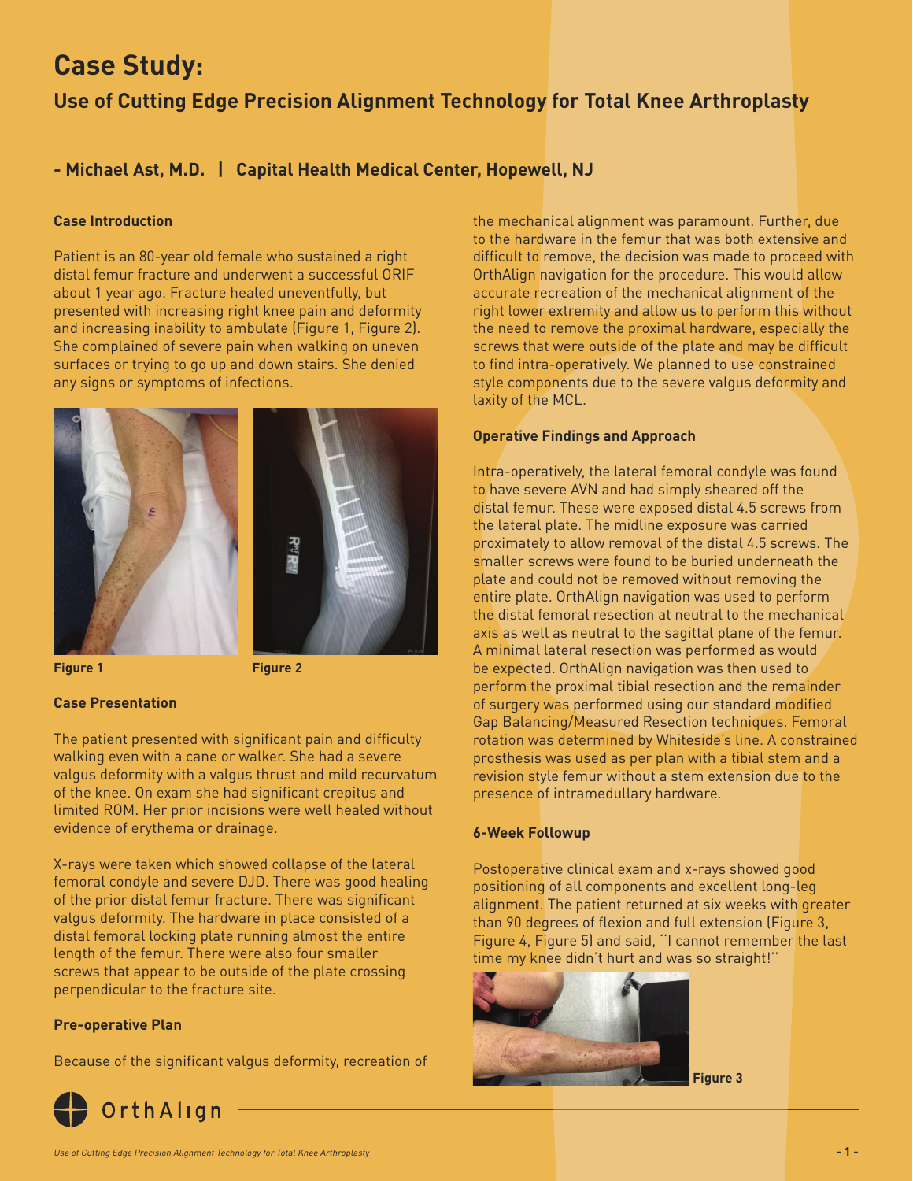# Case Study:

## Use of Cutting Edge Precision Alignment Technology for Total Knee Arthroplasty

### - Michael Ast, M.D. | Capital Health Medical Center, Hopewell, NJ

#### Case Introduction

Patient is an 80-year old female who sustained a right distal femur fracture and underwent a successful ORIF about 1 year ago. Fracture healed uneventfully, but presented with increasing right knee pain and deformity and increasing inability to ambulate (Figure 1, Figure 2). She complained of severe pain when walking on uneven surfaces or trying to go up and down stairs. She denied any signs or symptoms of infections.

Figure 1

Figure 2

#### Case Presentation

The patient presented with significant pain and difficulty walking even with a cane or walker. She had a severe valgus deformity with a valgus thrust and mild recurvatum of the knee. On exam she had significant crepitus and limited ROM. Her prior incisions were well healed without evidence of erythema or drainage.

X-rays were taken which showed collapse of the lateral femoral condyle and severe DJD. There was good healing of the prior distal femur fracture. There was significant valgus deformity. The hardware in place consisted of a distal femoral locking plate running almost the entire length of the femur. There were also four smaller screws that appear to be outside of the plate crossing perpendicular to the fracture site.

#### Pre-operative Plan

Because of the significant valgus deformity, recreation of the mechanical alignment was paramount. Further, due to the hardware in the femur that was both extensive and difficult to remove, the decision was made to proceed with OrthAlign navigation for the procedure. This would allow accurate recreation of the mechanical alignment of the right lower extremity and allow us to perform this without the need to remove the proximal hardware, especially the screws that were outside of the plate and may be difficult to find intra-operatively. We planned to use constrained style components due to the severe valgus deformity and laxity of the MCL.

#### Operative Findings and Approach

Intra-operatively, the lateral femoral condyle was found to have severe AVN and had simply sheared off the distal femur. These were exposed distal 4.5 screws from the lateral plate. The midline exposure was carried proximately to allow removal of the distal 4.5 screws. The smaller screws were found to be buried underneath the plate and could not be removed without removing the entire plate. OrthAlign navigation was used to perform the distal femoral resection at neutral to the mechanical axis as well as neutral to the sagittal plane of the femur. A minimal lateral resection was performed as would be expected. OrthAlign navigation was then used to perform the proximal tibial resection and the remainder of surgery was performed using our standard modified Gap Balancing/Measured Resection techniques. Femoral rotation was determined by Whiteside's line. A constrained prosthesis was used as per plan with a tibial stem and a revision style femur without a stem extension due to the presence of intramedullary hardware.

#### 6-Week Followup

Postoperative clinical exam and x-rays showed good positioning of all components and excellent long-leg alignment. The patient returned at six weeks with greater than 90 degrees of flexion and full extension (Figure 3, Figure 4, Figure 5) and said, "I cannot remember the last time my knee didn't hurt and was so straight!"

Figure 3

OrthAlign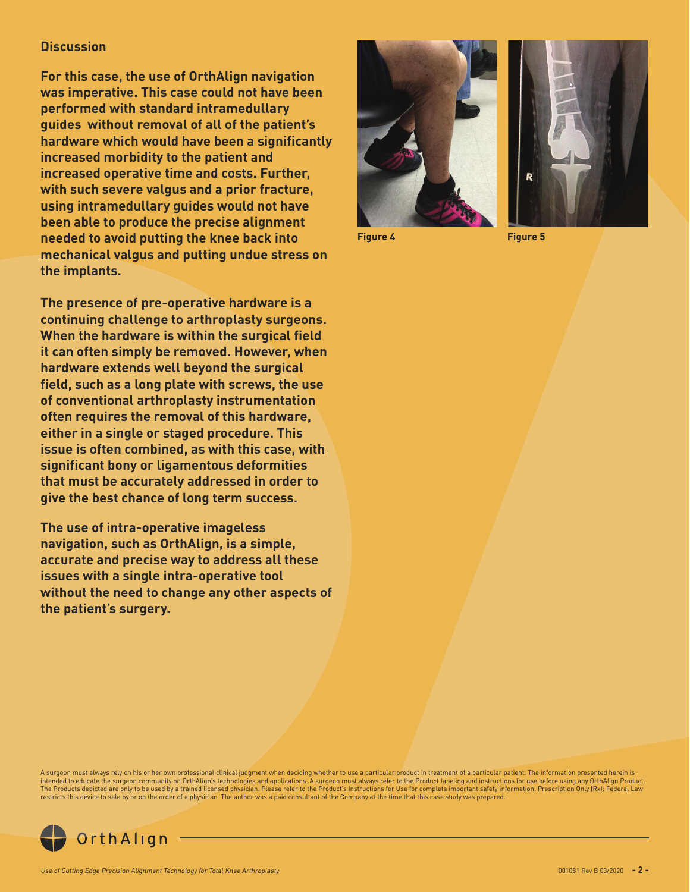## Discussion

**For this case, the use of OrthAlign navigation was imperative. This case could not have been performed with standard intramedullary guides without removal of all of the patient's hardware which would have been a significantly increased morbidity to the patient and increased operative time and costs. Further, with such severe valgus and a prior fracture, using intramedullary guides would not have been able to produce the precise alignment needed to avoid putting the knee back into mechanical valgus and putting undue stress on the implants.**

**The presence of pre-operative hardware is a continuing challenge to arthroplasty surgeons. When the hardware is within the surgical field it can often simply be removed. However, when hardware extends well beyond the surgical field, such as a long plate with screws, the use of conventional arthroplasty instrumentation often requires the removal of this hardware, either in a single or staged procedure. This issue is often combined, as with this case, with significant bony or ligamentous deformities that must be accurately addressed in order to give the best chance of long term success.**

**The use of intra-operative imageless navigation, such as OrthAlign, is a simple, accurate and precise way to address all these issues with a single intra-operative tool without the need to change any other aspects of the patient's surgery.**

**Figure 4**

**Figure 5**

A surgeon must always rely on his or her own professional clinical judgment when deciding whether to use a particular product in treatment of a particular patient. The information presented herein is intended to educate the surgeon community on OrthAlign's technologies and applications. A surgeon must always refer to the Product labeling and instructions for use before using any OrthAlign Product. The Products depicted are only to be used by a trained licensed physician. Please refer to the Product's Instructions for Use for complete important safety information. Prescription Only (Rx): Federal Law restricts this device to sale by or on the order of a physician. The author was a paid consultant of the Company at the time that this case study was prepared.

OrthAlign

001081 Rev B 03/2020